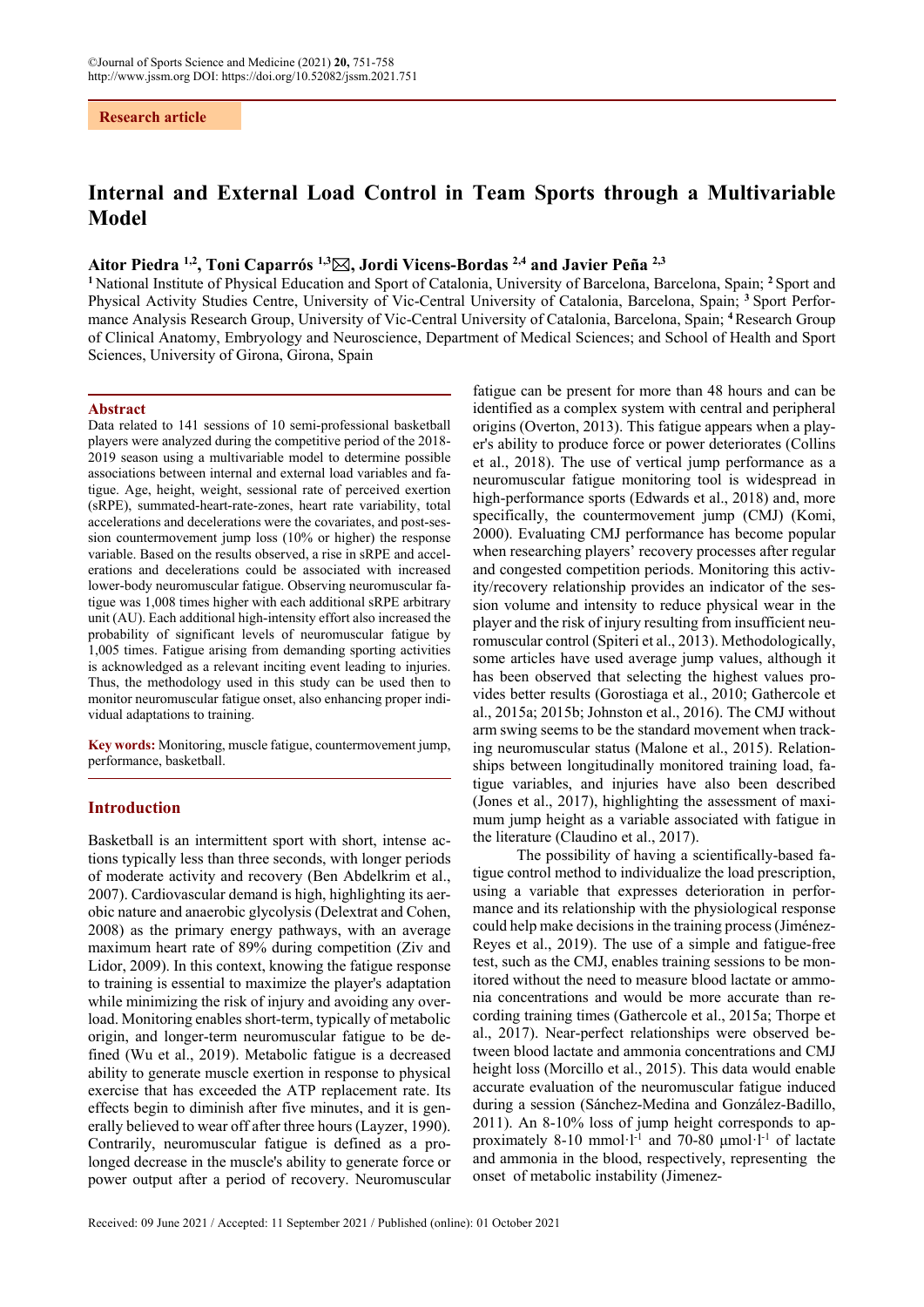Research article

# Internal and External Load Control in Team Sports through a Multivariable Model

**Aitor Piedra [1,2], Toni Caparrós [1,3]✉, Jordi Vicens-Bordas [2,4] and Javier Peña [2,3]**

[1] National Institute of Physical Education and Sport of Catalonia, University of Barcelona, Barcelona, Spain; [2] Sport and Physical Activity Studies Centre, University of Vic-Central University of Catalonia, Barcelona, Spain; [3] Sport Performance Analysis Research Group, University of Vic-Central University of Catalonia, Barcelona, Spain; [4] Research Group of Clinical Anatomy, Embryology and Neuroscience, Department of Medical Sciences; and School of Health and Sport Sciences, University of Girona, Girona, Spain

## Abstract

Data related to 141 sessions of 10 semi-professional basketball players were analyzed during the competitive period of the 2018-2019 season using a multivariable model to determine possible associations between internal and external load variables and fatigue. Age, height, weight, sessional rate of perceived exertion (sRPE), summated-heart-rate-zones, heart rate variability, total accelerations and decelerations were the covariates, and post-session countermovement jump loss (10% or higher) the response variable. Based on the results observed, a rise in sRPE and accelerations and decelerations could be associated with increased lower-body neuromuscular fatigue. Observing neuromuscular fatigue was 1,008 times higher with each additional sRPE arbitrary unit (AU). Each additional high-intensity effort also increased the probability of significant levels of neuromuscular fatigue by 1,005 times. Fatigue arising from demanding sporting activities is acknowledged as a relevant inciting event leading to injuries. Thus, the methodology used in this study can be used then to monitor neuromuscular fatigue onset, also enhancing proper individual adaptations to training.

**Key words:** Monitoring, muscle fatigue, countermovement jump, performance, basketball.

## Introduction

Basketball is an intermittent sport with short, intense actions typically less than three seconds, with longer periods of moderate activity and recovery (Ben Abdelkrim et al., 2007). Cardiovascular demand is high, highlighting its aerobic nature and anaerobic glycolysis (Delextrat and Cohen, 2008) as the primary energy pathways, with an average maximum heart rate of 89% during competition (Ziv and Lidor, 2009). In this context, knowing the fatigue response to training is essential to maximize the player's adaptation while minimizing the risk of injury and avoiding any overload. Monitoring enables short-term, typically of metabolic origin, and longer-term neuromuscular fatigue to be defined (Wu et al., 2019). Metabolic fatigue is a decreased ability to generate muscle exertion in response to physical exercise that has exceeded the ATP replacement rate. Its effects begin to diminish after five minutes, and it is generally believed to wear off after three hours (Layzer, 1990). Contrarily, neuromuscular fatigue is defined as a prolonged decrease in the muscle's ability to generate force or power output after a period of recovery. Neuromuscular fatigue can be present for more than 48 hours and can be identified as a complex system with central and peripheral origins (Overton, 2013). This fatigue appears when a player's ability to produce force or power deteriorates (Collins et al., 2018). The use of vertical jump performance as a neuromuscular fatigue monitoring tool is widespread in high-performance sports (Edwards et al., 2018) and, more specifically, the countermovement jump (CMJ) (Komi, 2000). Evaluating CMJ performance has become popular when researching players' recovery processes after regular and congested competition periods. Monitoring this activity/recovery relationship provides an indicator of the session volume and intensity to reduce physical wear in the player and the risk of injury resulting from insufficient neuromuscular control (Spiteri et al., 2013). Methodologically, some articles have used average jump values, although it has been observed that selecting the highest values provides better results (Gorostiaga et al., 2010; Gathercole et al., 2015a; 2015b; Johnston et al., 2016). The CMJ without arm swing seems to be the standard movement when tracking neuromuscular status (Malone et al., 2015). Relationships between longitudinally monitored training load, fatigue variables, and injuries have also been described (Jones et al., 2017), highlighting the assessment of maximum jump height as a variable associated with fatigue in the literature (Claudino et al., 2017).

The possibility of having a scientifically-based fatigue control method to individualize the load prescription, using a variable that expresses deterioration in performance and its relationship with the physiological response could help make decisions in the training process (Jiménez-Reyes et al., 2019). The use of a simple and fatigue-free test, such as the CMJ, enables training sessions to be monitored without the need to measure blood lactate or ammonia concentrations and would be more accurate than recording training times (Gathercole et al., 2015a; Thorpe et al., 2017). Near-perfect relationships were observed between blood lactate and ammonia concentrations and CMJ height loss (Morcillo et al., 2015). This data would enable accurate evaluation of the neuromuscular fatigue induced during a session (Sánchez-Medina and González-Badillo, 2011). An 8-10% loss of jump height corresponds to approximately 8-10 $mmol \cdot l^{-1}$ and 70-80 $\mu mol \cdot l^{-1}$ of lactate and ammonia in the blood, respectively, representing the onset of metabolic instability (Jimenez-

Received: 09 June 2021 / Accepted: 11 September 2021 / Published (online): 01 October 2021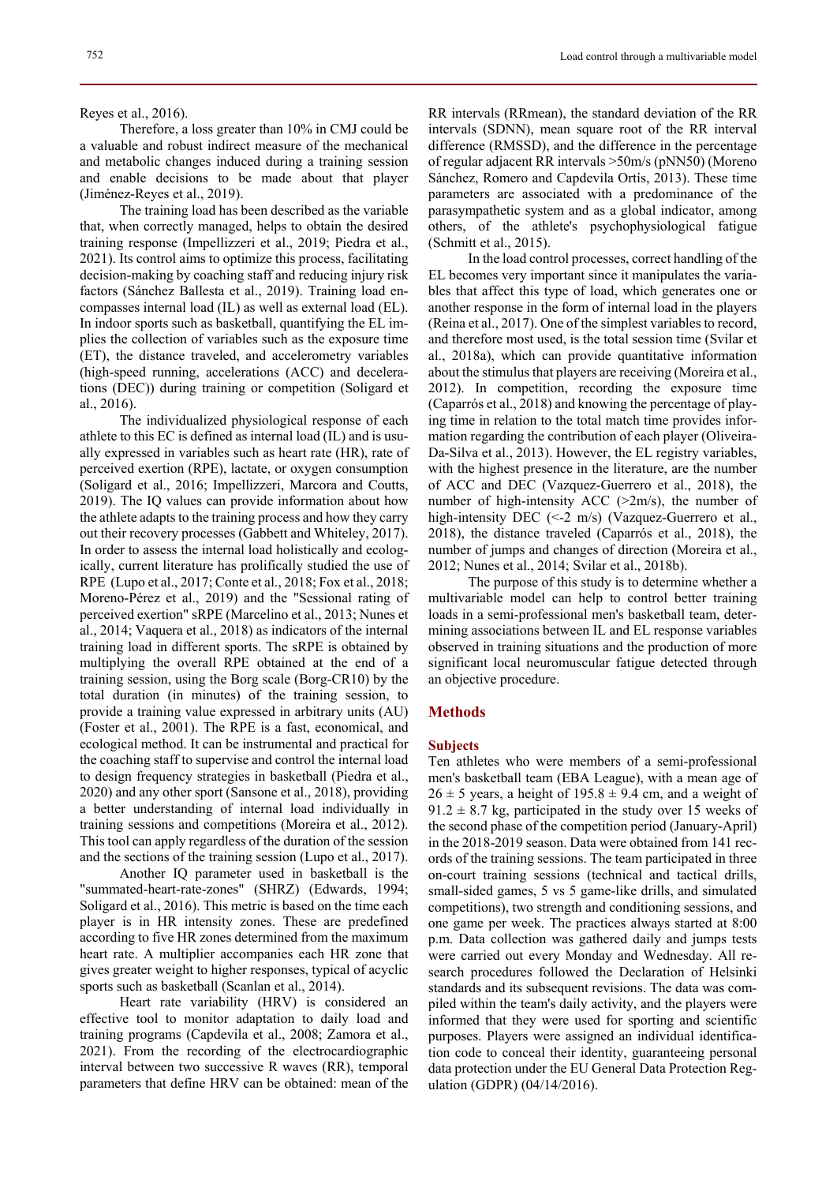Reyes et al., 2016).

Therefore, a loss greater than 10% in CMJ could be a valuable and robust indirect measure of the mechanical and metabolic changes induced during a training session and enable decisions to be made about that player (Jiménez-Reyes et al., 2019).

The training load has been described as the variable that, when correctly managed, helps to obtain the desired training response (Impellizzeri et al., 2019; Piedra et al., 2021). Its control aims to optimize this process, facilitating decision-making by coaching staff and reducing injury risk factors (Sánchez Ballesta et al., 2019). Training load encompasses internal load (IL) as well as external load (EL). In indoor sports such as basketball, quantifying the EL implies the collection of variables such as the exposure time (ET), the distance traveled, and accelerometry variables (high-speed running, accelerations (ACC) and decelerations (DEC)) during training or competition (Soligard et al., 2016).

The individualized physiological response of each athlete to this EC is defined as internal load (IL) and is usually expressed in variables such as heart rate (HR), rate of perceived exertion (RPE), lactate, or oxygen consumption (Soligard et al., 2016; Impellizzeri, Marcora and Coutts, 2019). The IQ values can provide information about how the athlete adapts to the training process and how they carry out their recovery processes (Gabbett and Whiteley, 2017). In order to assess the internal load holistically and ecologically, current literature has prolifically studied the use of RPE (Lupo et al., 2017; Conte et al., 2018; Fox et al., 2018; Moreno-Pérez et al., 2019) and the "Sessional rating of perceived exertion" sRPE (Marcelino et al., 2013; Nunes et al., 2014; Vaquera et al., 2018) as indicators of the internal training load in different sports. The sRPE is obtained by multiplying the overall RPE obtained at the end of a training session, using the Borg scale (Borg-CR10) by the total duration (in minutes) of the training session, to provide a training value expressed in arbitrary units (AU) (Foster et al., 2001). The RPE is a fast, economical, and ecological method. It can be instrumental and practical for the coaching staff to supervise and control the internal load to design frequency strategies in basketball (Piedra et al., 2020) and any other sport (Sansone et al., 2018), providing a better understanding of internal load individually in training sessions and competitions (Moreira et al., 2012). This tool can apply regardless of the duration of the session and the sections of the training session (Lupo et al., 2017).

Another IQ parameter used in basketball is the "summated-heart-rate-zones" (SHRZ) (Edwards, 1994; Soligard et al., 2016). This metric is based on the time each player is in HR intensity zones. These are predefined according to five HR zones determined from the maximum heart rate. A multiplier accompanies each HR zone that gives greater weight to higher responses, typical of acyclic sports such as basketball (Scanlan et al., 2014).

Heart rate variability (HRV) is considered an effective tool to monitor adaptation to daily load and training programs (Capdevila et al., 2008; Zamora et al., 2021). From the recording of the electrocardiographic interval between two successive R waves (RR), temporal parameters that define HRV can be obtained: mean of the RR intervals (RRmean), the standard deviation of the RR intervals (SDNN), mean square root of the RR interval difference (RMSSD), and the difference in the percentage of regular adjacent RR intervals >50m/s (pNN50) (Moreno Sánchez, Romero and Capdevila Ortís, 2013). These time parameters are associated with a predominance of the parasympathetic system and as a global indicator, among others, of the athlete's psychophysiological fatigue (Schmitt et al., 2015).

In the load control processes, correct handling of the EL becomes very important since it manipulates the variables that affect this type of load, which generates one or another response in the form of internal load in the players (Reina et al., 2017). One of the simplest variables to record, and therefore most used, is the total session time (Svilar et al., 2018a), which can provide quantitative information about the stimulus that players are receiving (Moreira et al., 2012). In competition, recording the exposure time (Caparrós et al., 2018) and knowing the percentage of playing time in relation to the total match time provides information regarding the contribution of each player (Oliveira-Da-Silva et al., 2013). However, the EL registry variables, with the highest presence in the literature, are the number of ACC and DEC (Vazquez-Guerrero et al., 2018), the number of high-intensity ACC (>2m/s), the number of high-intensity DEC (<-2 m/s) (Vazquez-Guerrero et al., 2018), the distance traveled (Caparrós et al., 2018), the number of jumps and changes of direction (Moreira et al., 2012; Nunes et al., 2014; Svilar et al., 2018b).

The purpose of this study is to determine whether a multivariable model can help to control better training loads in a semi-professional men's basketball team, determining associations between IL and EL response variables observed in training situations and the production of more significant local neuromuscular fatigue detected through an objective procedure.

## Methods

### Subjects

Ten athletes who were members of a semi-professional men's basketball team (EBA League), with a mean age of $26 \pm 5$ years, a height of $195.8 \pm 9.4$ cm, and a weight of $91.2 \pm 8.7$ kg, participated in the study over 15 weeks of the second phase of the competition period (January-April) in the 2018-2019 season. Data were obtained from 141 records of the training sessions. The team participated in three on-court training sessions (technical and tactical drills, small-sided games, 5 vs 5 game-like drills, and simulated competitions), two strength and conditioning sessions, and one game per week. The practices always started at 8:00 p.m. Data collection was gathered daily and jumps tests were carried out every Monday and Wednesday. All research procedures followed the Declaration of Helsinki standards and its subsequent revisions. The data was compiled within the team's daily activity, and the players were informed that they were used for sporting and scientific purposes. Players were assigned an individual identification code to conceal their identity, guaranteeing personal data protection under the EU General Data Protection Regulation (GDPR) (04/14/2016).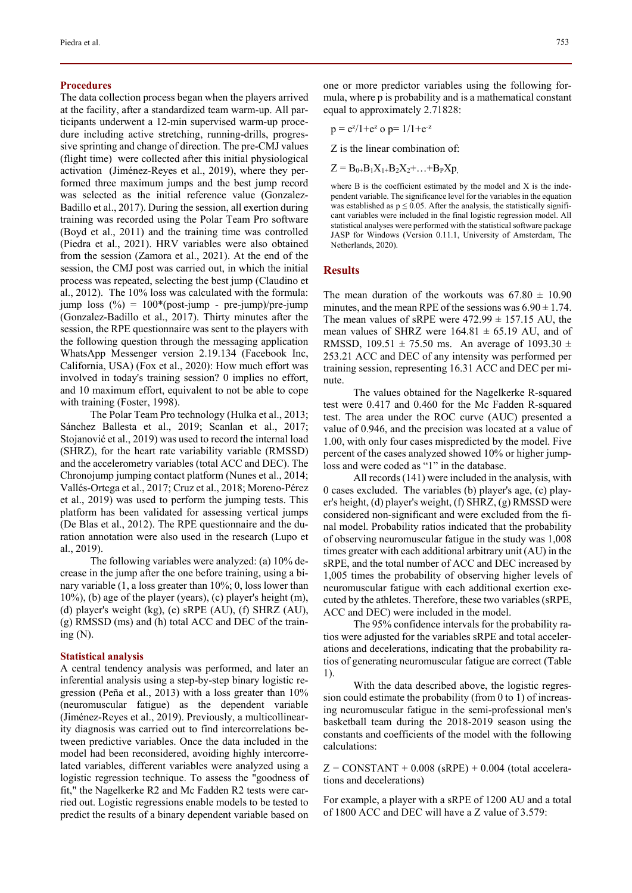### Procedures

The data collection process began when the players arrived at the facility, after a standardized team warm-up. All participants underwent a 12-min supervised warm-up procedure including active stretching, running-drills, progressive sprinting and change of direction. The pre-CMJ values (flight time) were collected after this initial physiological activation (Jiménez-Reyes et al., 2019), where they performed three maximum jumps and the best jump record was selected as the initial reference value (Gonzalez-Badillo et al., 2017). During the session, all exertion during training was recorded using the Polar Team Pro software (Boyd et al., 2011) and the training time was controlled (Piedra et al., 2021). HRV variables were also obtained from the session (Zamora et al., 2021). At the end of the session, the CMJ post was carried out, in which the initial process was repeated, selecting the best jump (Claudino et al., 2012). The 10% loss was calculated with the formula: jump loss (%) = 100*(post-jump - pre-jump)/pre-jump (Gonzalez-Badillo et al., 2017). Thirty minutes after the session, the RPE questionnaire was sent to the players with the following question through the messaging application WhatsApp Messenger version 2.19.134 (Facebook Inc, California, USA) (Fox et al., 2020): How much effort was involved in today's training session? 0 implies no effort, and 10 maximum effort, equivalent to not be able to cope with training (Foster, 1998).

The Polar Team Pro technology (Hulka et al., 2013; Sánchez Ballesta et al., 2019; Scanlan et al., 2017; Stojanović et al., 2019) was used to record the internal load (SHRZ), for the heart rate variability variable (RMSSD) and the accelerometry variables (total ACC and DEC). The Chronojump jumping contact platform (Nunes et al., 2014; Vallés-Ortega et al., 2017; Cruz et al., 2018; Moreno-Pérez et al., 2019) was used to perform the jumping tests. This platform has been validated for assessing vertical jumps (De Blas et al., 2012). The RPE questionnaire and the duration annotation were also used in the research (Lupo et al., 2019).

The following variables were analyzed: (a) 10% decrease in the jump after the one before training, using a binary variable (1, a loss greater than 10%; 0, loss lower than 10%), (b) age of the player (years), (c) player's height (m), (d) player's weight (kg), (e) sRPE (AU), (f) SHRZ (AU), (g) RMSSD (ms) and (h) total ACC and DEC of the training (N).

### Statistical analysis

A central tendency analysis was performed, and later an inferential analysis using a step-by-step binary logistic regression (Peña et al., 2013) with a loss greater than 10% (neuromuscular fatigue) as the dependent variable (Jiménez-Reyes et al., 2019). Previously, a multicollinearity diagnosis was carried out to find intercorrelations between predictive variables. Once the data included in the model had been reconsidered, avoiding highly intercorrelated variables, different variables were analyzed using a logistic regression technique. To assess the "goodness of fit," the Nagelkerke R2 and Mc Fadden R2 tests were carried out. Logistic regressions enable models to be tested to predict the results of a binary dependent variable based on one or more predictor variables using the following formula, where p is probability and is a mathematical constant equal to approximately 2.71828:

$p = e^z/1+e^z$ o $p= 1/1+e^{-z}$

Z is the linear combination of:

$Z = B_0+B_1X_1+B_2X_2+\ldots+B_PXp$,

where B is the coefficient estimated by the model and X is the independent variable. The significance level for the variables in the equation was established as $p \leq 0.05$. After the analysis, the statistically significant variables were included in the final logistic regression model. All statistical analyses were performed with the statistical software package JASP for Windows (Version 0.11.1, University of Amsterdam, The Netherlands, 2020).

## Results

The mean duration of the workouts was 67.80 ± 10.90 minutes, and the mean RPE of the sessions was 6.90 ± 1.74. The mean values of sRPE were 472.99 ± 157.15 AU, the mean values of SHRZ were 164.81 ± 65.19 AU, and of RMSSD, 109.51 ± 75.50 ms. An average of 1093.30 ± 253.21 ACC and DEC of any intensity was performed per training session, representing 16.31 ACC and DEC per minute.

The values obtained for the Nagelkerke R-squared test were 0.417 and 0.460 for the Mc Fadden R-squared test. The area under the ROC curve (AUC) presented a value of 0.946, and the precision was located at a value of 1.00, with only four cases mispredicted by the model. Five percent of the cases analyzed showed 10% or higher jump-loss and were coded as "1" in the database.

All records (141) were included in the analysis, with 0 cases excluded. The variables (b) player's age, (c) player's height, (d) player's weight, (f) SHRZ, (g) RMSSD were considered non-significant and were excluded from the final model. Probability ratios indicated that the probability of observing neuromuscular fatigue in the study was 1,008 times greater with each additional arbitrary unit (AU) in the sRPE, and the total number of ACC and DEC increased by 1,005 times the probability of observing higher levels of neuromuscular fatigue with each additional exertion executed by the athletes. Therefore, these two variables (sRPE, ACC and DEC) were included in the model.

The 95% confidence intervals for the probability ratios were adjusted for the variables sRPE and total accelerations and decelerations, indicating that the probability ratios of generating neuromuscular fatigue are correct (Table 1).

With the data described above, the logistic regression could estimate the probability (from 0 to 1) of increasing neuromuscular fatigue in the semi-professional men's basketball team during the 2018-2019 season using the constants and coefficients of the model with the following calculations:

Z = CONSTANT + 0.008 (sRPE) + 0.004 (total accelerations and decelerations)

For example, a player with a sRPE of 1200 AU and a total of 1800 ACC and DEC will have a Z value of 3.579: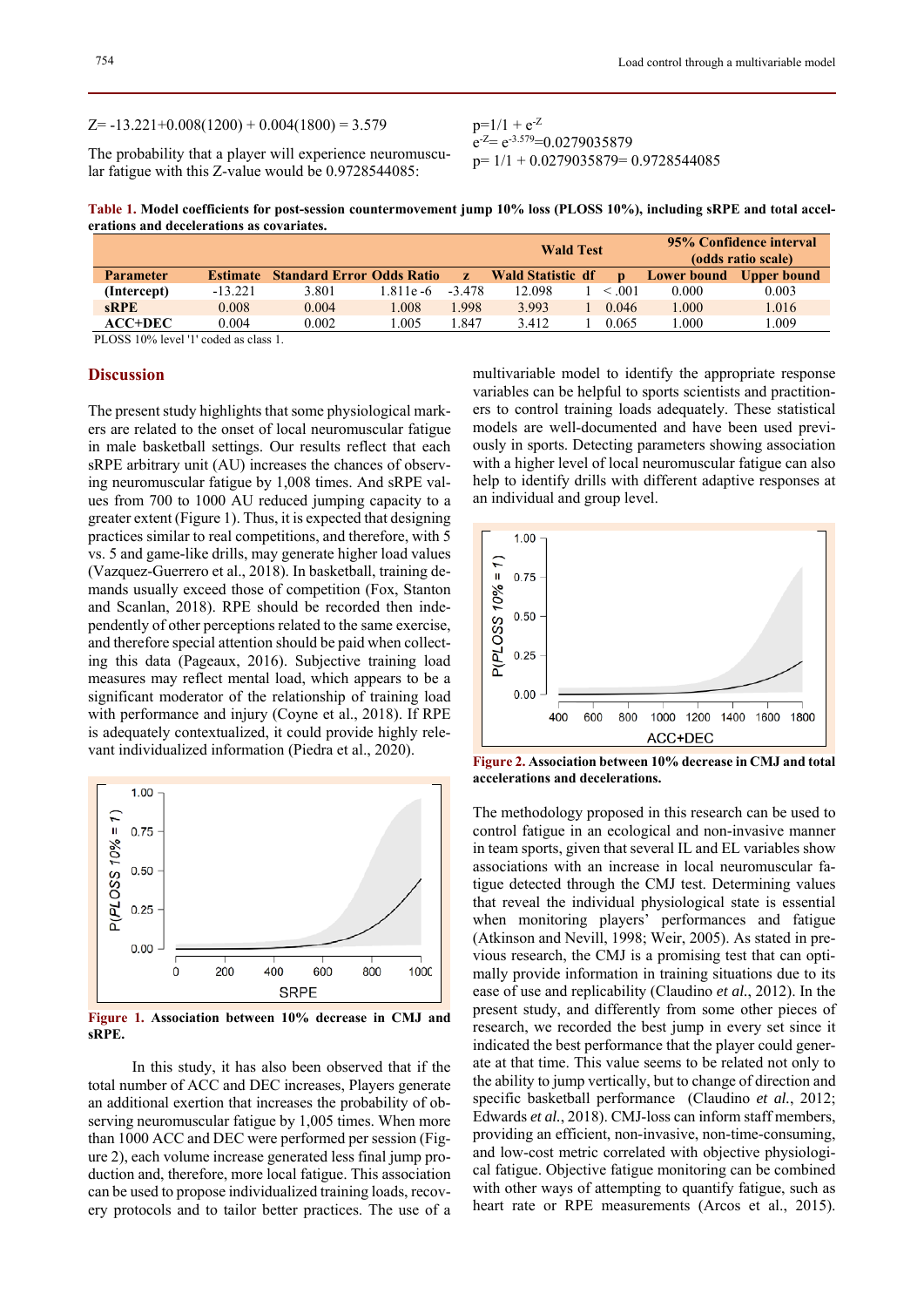$Z = -13.221 + 0.008(1200) + 0.004(1800) = 3.579$

The probability that a player will experience neuromuscular fatigue with this Z-value would be 0.9728544085:

$p = 1/1 + e^{-Z}$
$e^{-Z} = e^{-3.579} = 0.0279035879$
$p = 1/1 + 0.0279035879 = 0.9728544085$

**Table 1. Model coefficients for post-session countermovement jump 10% loss (PLOSS 10%), including sRPE and total accelerations and decelerations as covariates.**

| | | | | Wald Test | | | | 95% Confidence interval (odds ratio scale) | |
|---|---|---|---|---|---|---|---|---|---|
| **Parameter** | **Estimate** | **Standard Error** | **Odds Ratio** | **z** | **Wald Statistic** | **df** | **p** | **Lower bound** | **Upper bound** |
| **(Intercept)** | -13.221 | 3.801 | 1.811e-6 | -3.478 | 12.098 | 1 | < .001 | 0.000 | 0.003 |
| **sRPE** | 0.008 | 0.004 | 1.008 | 1.998 | 3.993 | 1 | 0.046 | 1.000 | 1.016 |
| **ACC+DEC** | 0.004 | 0.002 | 1.005 | 1.847 | 3.412 | 1 | 0.065 | 1.000 | 1.009 |

PLOSS 10% level '1' coded as class 1.

## Discussion

The present study highlights that some physiological markers are related to the onset of local neuromuscular fatigue in male basketball settings. Our results reflect that each sRPE arbitrary unit (AU) increases the chances of observing neuromuscular fatigue by 1,008 times. And sRPE values from 700 to 1000 AU reduced jumping capacity to a greater extent (Figure 1). Thus, it is expected that designing practices similar to real competitions, and therefore, with 5 vs. 5 and game-like drills, may generate higher load values (Vazquez-Guerrero et al., 2018). In basketball, training demands usually exceed those of competition (Fox, Stanton and Scanlan, 2018). RPE should be recorded then independently of other perceptions related to the same exercise, and therefore special attention should be paid when collecting this data (Pageaux, 2016). Subjective training load measures may reflect mental load, which appears to be a significant moderator of the relationship of training load with performance and injury (Coyne et al., 2018). If RPE is adequately contextualized, it could provide highly relevant individualized information (Piedra et al., 2020).

**Figure 1. Association between 10% decrease in CMJ and sRPE.**

In this study, it has also been observed that if the total number of ACC and DEC increases, Players generate an additional exertion that increases the probability of observing neuromuscular fatigue by 1,005 times. When more than 1000 ACC and DEC were performed per session (Figure 2), each volume increase generated less final jump production and, therefore, more local fatigue. This association can be used to propose individualized training loads, recovery protocols and to tailor better practices. The use of a multivariable model to identify the appropriate response variables can be helpful to sports scientists and practitioners to control training loads adequately. These statistical models are well-documented and have been used previously in sports. Detecting parameters showing association with a higher level of local neuromuscular fatigue can also help to identify drills with different adaptive responses at an individual and group level.

**Figure 2. Association between 10% decrease in CMJ and total accelerations and decelerations.**

The methodology proposed in this research can be used to control fatigue in an ecological and non-invasive manner in team sports, given that several IL and EL variables show associations with an increase in local neuromuscular fatigue detected through the CMJ test. Determining values that reveal the individual physiological state is essential when monitoring players' performances and fatigue (Atkinson and Nevill, 1998; Weir, 2005). As stated in previous research, the CMJ is a promising test that can optimally provide information in training situations due to its ease of use and replicability (Claudino *et al.*, 2012). In the present study, and differently from some other pieces of research, we recorded the best jump in every set since it indicated the best performance that the player could generate at that time. This value seems to be related not only to the ability to jump vertically, but to change of direction and specific basketball performance (Claudino *et al.*, 2012; Edwards *et al.*, 2018). CMJ-loss can inform staff members, providing an efficient, non-invasive, non-time-consuming, and low-cost metric correlated with objective physiological fatigue. Objective fatigue monitoring can be combined with other ways of attempting to quantify fatigue, such as heart rate or RPE measurements (Arcos et al., 2015).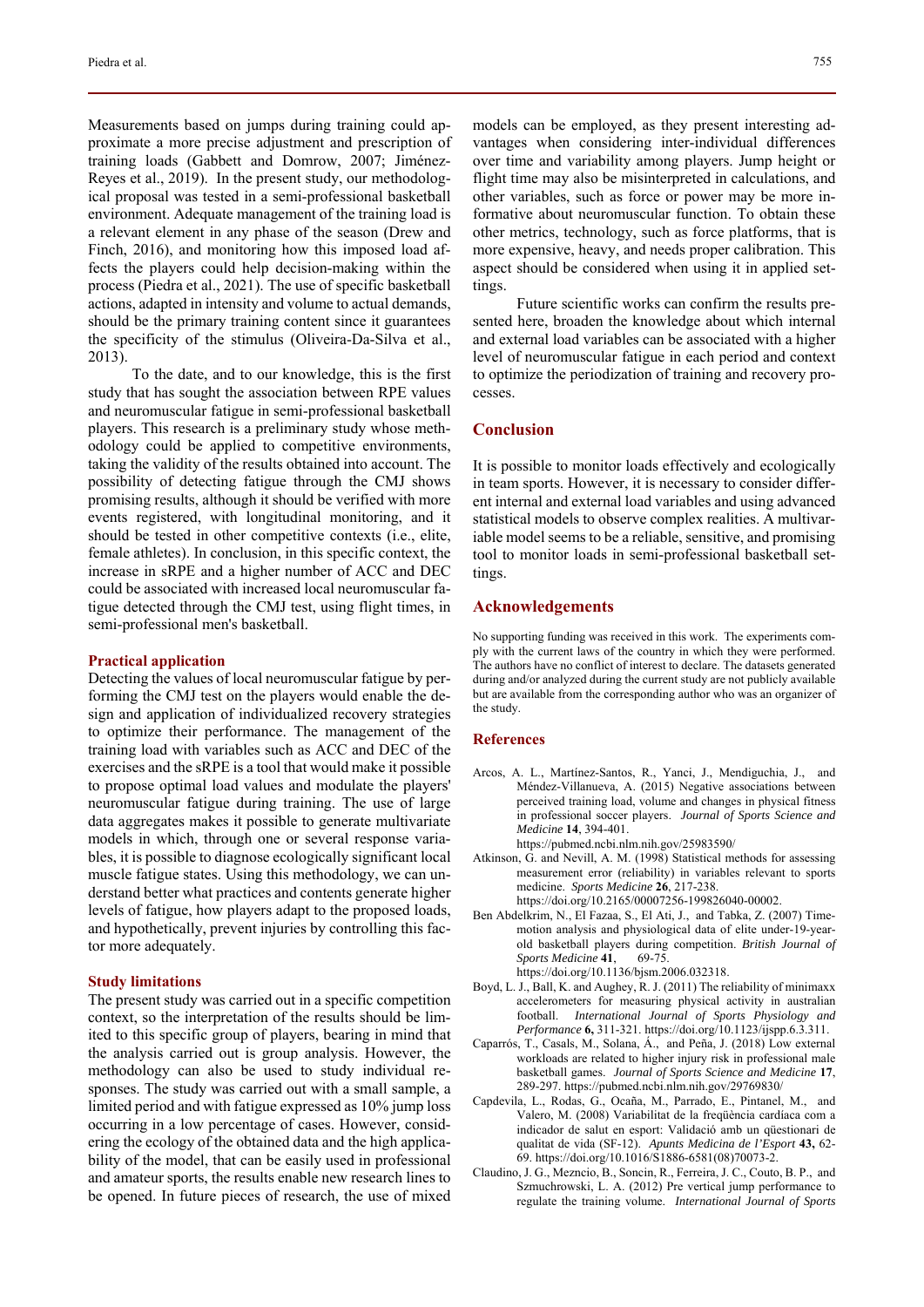Measurements based on jumps during training could approximate a more precise adjustment and prescription of training loads (Gabbett and Domrow, 2007; Jiménez-Reyes et al., 2019). In the present study, our methodological proposal was tested in a semi-professional basketball environment. Adequate management of the training load is a relevant element in any phase of the season (Drew and Finch, 2016), and monitoring how this imposed load affects the players could help decision-making within the process (Piedra et al., 2021). The use of specific basketball actions, adapted in intensity and volume to actual demands, should be the primary training content since it guarantees the specificity of the stimulus (Oliveira-Da-Silva et al., 2013).

To the date, and to our knowledge, this is the first study that has sought the association between RPE values and neuromuscular fatigue in semi-professional basketball players. This research is a preliminary study whose methodology could be applied to competitive environments, taking the validity of the results obtained into account. The possibility of detecting fatigue through the CMJ shows promising results, although it should be verified with more events registered, with longitudinal monitoring, and it should be tested in other competitive contexts (i.e., elite, female athletes). In conclusion, in this specific context, the increase in sRPE and a higher number of ACC and DEC could be associated with increased local neuromuscular fatigue detected through the CMJ test, using flight times, in semi-professional men's basketball.

### Practical application

Detecting the values of local neuromuscular fatigue by performing the CMJ test on the players would enable the design and application of individualized recovery strategies to optimize their performance. The management of the training load with variables such as ACC and DEC of the exercises and the sRPE is a tool that would make it possible to propose optimal load values and modulate the players' neuromuscular fatigue during training. The use of large data aggregates makes it possible to generate multivariate models in which, through one or several response variables, it is possible to diagnose ecologically significant local muscle fatigue states. Using this methodology, we can understand better what practices and contents generate higher levels of fatigue, how players adapt to the proposed loads, and hypothetically, prevent injuries by controlling this factor more adequately.

### Study limitations

The present study was carried out in a specific competition context, so the interpretation of the results should be limited to this specific group of players, bearing in mind that the analysis carried out is group analysis. However, the methodology can also be used to study individual responses. The study was carried out with a small sample, a limited period and with fatigue expressed as 10% jump loss occurring in a low percentage of cases. However, considering the ecology of the obtained data and the high applicability of the model, that can be easily used in professional and amateur sports, the results enable new research lines to be opened. In future pieces of research, the use of mixed models can be employed, as they present interesting advantages when considering inter-individual differences over time and variability among players. Jump height or flight time may also be misinterpreted in calculations, and other variables, such as force or power may be more informative about neuromuscular function. To obtain these other metrics, technology, such as force platforms, that is more expensive, heavy, and needs proper calibration. This aspect should be considered when using it in applied settings.

Future scientific works can confirm the results presented here, broaden the knowledge about which internal and external load variables can be associated with a higher level of neuromuscular fatigue in each period and context to optimize the periodization of training and recovery processes.

## Conclusion

It is possible to monitor loads effectively and ecologically in team sports. However, it is necessary to consider different internal and external load variables and using advanced statistical models to observe complex realities. A multivariable model seems to be a reliable, sensitive, and promising tool to monitor loads in semi-professional basketball settings.

## Acknowledgements

No supporting funding was received in this work. The experiments comply with the current laws of the country in which they were performed. The authors have no conflict of interest to declare. The datasets generated during and/or analyzed during the current study are not publicly available but are available from the corresponding author who was an organizer of the study.

## References

Arcos, A. L., Martínez-Santos, R., Yanci, J., Mendiguchia, J., and Méndez-Villanueva, A. (2015) Negative associations between perceived training load, volume and changes in physical fitness in professional soccer players. *Journal of Sports Science and Medicine* **14**, 394-401. https://pubmed.ncbi.nlm.nih.gov/25983590/

Atkinson, G. and Nevill, A. M. (1998) Statistical methods for assessing measurement error (reliability) in variables relevant to sports medicine. *Sports Medicine* **26**, 217-238. https://doi.org/10.2165/00007256-199826040-00002.

Ben Abdelkrim, N., El Fazaa, S., El Ati, J., and Tabka, Z. (2007) Time-motion analysis and physiological data of elite under-19-year-old basketball players during competition. *British Journal of Sports Medicine* **41**, 69-75. https://doi.org/10.1136/bjsm.2006.032318.

Boyd, L. J., Ball, K. and Aughey, R. J. (2011) The reliability of minimaxx accelerometers for measuring physical activity in australian football. *International Journal of Sports Physiology and Performance* **6,** 311-321. https://doi.org/10.1123/ijspp.6.3.311.

Caparrós, T., Casals, M., Solana, Á., and Peña, J. (2018) Low external workloads are related to higher injury risk in professional male basketball games. *Journal of Sports Science and Medicine* **17**, 289-297. https://pubmed.ncbi.nlm.nih.gov/29769830/

Capdevila, L., Rodas, G., Ocaña, M., Parrado, E., Pintanel, M., and Valero, M. (2008) Variabilitat de la freqüència cardíaca com a indicador de salut en esport: Validació amb un qüestionari de qualitat de vida (SF-12). *Apunts Medicina de l'Esport* **43,** 62-69. https://doi.org/10.1016/S1886-6581(08)70073-2.

Claudino, J. G., Mezncio, B., Soncin, R., Ferreira, J. C., Couto, B. P., and Szmuchrowski, L. A. (2012) Pre vertical jump performance to regulate the training volume. *International Journal of Sports*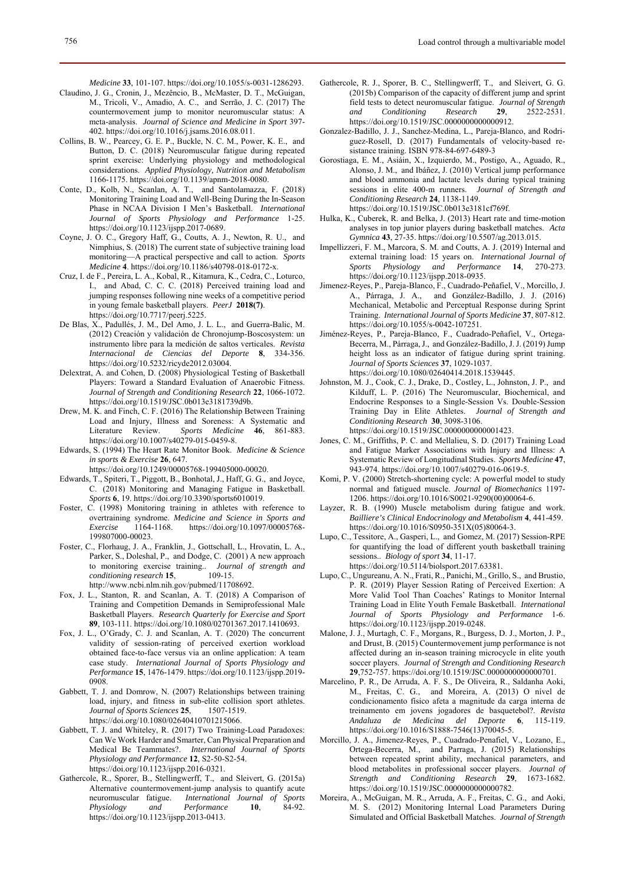*Medicine* **33**, 101-107. https://doi.org/10.1055/s-0031-1286293.

Claudino, J. G., Cronin, J., Mezêncio, B., McMaster, D. T., McGuigan, M., Tricoli, V., Amadio, A. C., and Serrão, J. C. (2017) The countermovement jump to monitor neuromuscular status: A meta-analysis. *Journal of Science and Medicine in Sport* 397-402. https://doi.org/10.1016/j.jsams.2016.08.011.

Collins, B. W., Pearcey, G. E. P., Buckle, N. C. M., Power, K. E., and Button, D. C. (2018) Neuromuscular fatigue during repeated sprint exercise: Underlying physiology and methodological considerations. *Applied Physiology, Nutrition and Metabolism* 1166-1175. https://doi.org/10.1139/apnm-2018-0080.

Conte, D., Kolb, N., Scanlan, A. T., and Santolamazza, F. (2018) Monitoring Training Load and Well-Being During the In-Season Phase in NCAA Division I Men's Basketball. *International Journal of Sports Physiology and Performance* 1-25. https://doi.org/10.1123/ijspp.2017-0689.

Coyne, J. O. C., Gregory Haff, G., Coutts, A. J., Newton, R. U., and Nimphius, S. (2018) The current state of subjective training load monitoring—A practical perspective and call to action. *Sports Medicine* **4**. https://doi.org/10.1186/s40798-018-0172-x.

Cruz, I. de F., Pereira, L. A., Kobal, R., Kitamura, K., Cedra, C., Loturco, I., and Abad, C. C. C. (2018) Perceived training load and jumping responses following nine weeks of a competitive period in young female basketball players. *PeerJ* **2018(7)**. https://doi.org/10.7717/peerj.5225.

De Blas, X., Padullés, J. M., Del Amo, J. L. L., and Guerra-Balic, M. (2012) Creación y validación de Chronojump-Boscosystem: un instrumento libre para la medición de saltos verticales. *Revista Internacional de Ciencias del Deporte* **8**, 334-356. https://doi.org/10.5232/ricyde2012.03004.

Delextrat, A. and Cohen, D. (2008) Physiological Testing of Basketball Players: Toward a Standard Evaluation of Anaerobic Fitness. *Journal of Strength and Conditioning Research* **22**, 1066-1072. https://doi.org/10.1519/JSC.0b013e3181739d9b.

Drew, M. K. and Finch, C. F. (2016) The Relationship Between Training Load and Injury, Illness and Soreness: A Systematic and Literature Review. *Sports Medicine* **46**, 861-883. https://doi.org/10.1007/s40279-015-0459-8.

Edwards, S. (1994) The Heart Rate Monitor Book. *Medicine & Science in sports & Exercise* **26**, 647. https://doi.org/10.1249/00005768-199405000-00020.

Edwards, T., Spiteri, T., Piggott, B., Bonhotal, J., Haff, G. G., and Joyce, C. (2018) Monitoring and Managing Fatigue in Basketball. *Sports* **6**, 19. https://doi.org/10.3390/sports6010019.

Foster, C. (1998) Monitoring training in athletes with reference to overtraining syndrome. *Medicine and Science in Sports and Exercise* 1164-1168. https://doi.org/10.1097/00005768-199807000-00023.

Foster, C., Florhaug, J. A., Franklin, J., Gottschall, L., Hrovatin, L. A., Parker, S., Doleshal, P., and Dodge, C. (2001) A new approach to monitoring exercise training.. *Journal of strength and conditioning research* **15**, 109-15. http://www.ncbi.nlm.nih.gov/pubmed/11708692.

Fox, J. L., Stanton, R. and Scanlan, A. T. (2018) A Comparison of Training and Competition Demands in Semiprofessional Male Basketball Players. *Research Quarterly for Exercise and Sport* **89**, 103-111. https://doi.org/10.1080/02701367.2017.1410693.

Fox, J. L., O'Grady, C. J. and Scanlan, A. T. (2020) The concurrent validity of session-rating of perceived exertion workload obtained face-to-face versus via an online application: A team case study. *International Journal of Sports Physiology and Performance* **15**, 1476-1479. https://doi.org/10.1123/ijspp.2019-0908.

Gabbett, T. J. and Domrow, N. (2007) Relationships between training load, injury, and fitness in sub-elite collision sport athletes. *Journal of Sports Sciences* **25**, 1507-1519. https://doi.org/10.1080/02640410701215066.

Gabbett, T. J. and Whiteley, R. (2017) Two Training-Load Paradoxes: Can We Work Harder and Smarter, Can Physical Preparation and Medical Be Teammates?. *International Journal of Sports Physiology and Performance* **12**, S2-50-S2-54. https://doi.org/10.1123/ijspp.2016-0321.

Gathercole, R., Sporer, B., Stellingwerff, T., and Sleivert, G. (2015a) Alternative countermovement-jump analysis to quantify acute neuromuscular fatigue. *International Journal of Sports Physiology and Performance* **10**, 84-92. https://doi.org/10.1123/ijspp.2013-0413.

Gathercole, R. J., Sporer, B. C., Stellingwerff, T., and Sleivert, G. G. (2015b) Comparison of the capacity of different jump and sprint field tests to detect neuromuscular fatigue. *Journal of Strength and Conditioning Research* **29**, 2522-2531. https://doi.org/10.1519/JSC.0000000000000912.

Gonzalez-Badillo, J. J., Sanchez-Medina, L., Pareja-Blanco, and Rodriguez-Rosell, D. (2017) Fundamentals of velocity-based resistance training. ISBN 978-84-697-6489-3

Gorostiaga, E. M., Asiáin, X., Izquierdo, M., Postigo, A., Aguado, R., Alonso, J. M., and Ibáñez, J. (2010) Vertical jump performance and blood ammonia and lactate levels during typical training sessions in elite 400-m runners. *Journal of Strength and Conditioning Research* **24**, 1138-1149. https://doi.org/10.1519/JSC.0b013e3181cf769f.

Hulka, K., Cuberek, R. and Belka, J. (2013) Heart rate and time-motion analyses in top junior players during basketball matches. *Acta Gymnica* **43**, 27-35. https://doi.org/10.5507/ag.2013.015.

Impellizzeri, F. M., Marcora, S. M. and Coutts, A. J. (2019) Internal and external training load: 15 years on. *International Journal of Sports Physiology and Performance* **14**, 270-273. https://doi.org/10.1123/ijspp.2018-0935.

Jimenez-Reyes, P., Pareja-Blanco, F., Cuadrado-Peñafiel, V., Morcillo, J. A., Párraga, J. A., and González-Badillo, J. J. (2016) Mechanical, Metabolic and Perceptual Response during Sprint Training. *International Journal of Sports Medicine* **37**, 807-812. https://doi.org/10.1055/s-0042-107251.

Jiménez-Reyes, P., Pareja-Blanco, F., Cuadrado-Peñafiel, V., Ortega-Becerra, M., Párraga, J., and González-Badillo, J. J. (2019) Jump height loss as an indicator of fatigue during sprint training. *Journal of Sports Sciences* **37**, 1029-1037. https://doi.org/10.1080/02640414.2018.1539445.

Johnston, M. J., Cook, C. J., Drake, D., Costley, L., Johnston, J. P., and Kilduff, L. P. (2016) The Neuromuscular, Biochemical, and Endocrine Responses to a Single-Session Vs. Double-Session Training Day in Elite Athletes. *Journal of Strength and Conditioning Research* **30**, 3098-3106. https://doi.org/10.1519/JSC.0000000000001423.

Jones, C. M., Griffiths, P. C. and Mellalieu, S. D. (2017) Training Load and Fatigue Marker Associations with Injury and Illness: A Systematic Review of Longitudinal Studies. *Sports Medicine* **47**, 943-974. https://doi.org/10.1007/s40279-016-0619-5.

Komi, P. V. (2000) Stretch-shortening cycle: A powerful model to study normal and fatigued muscle. *Journal of Biomechanics* 1197-1206. https://doi.org/10.1016/S0021-9290(00)00064-6.

Layzer, R. B. (1990) Muscle metabolism during fatigue and work. *Bailliere's Clinical Endocrinology and Metabolism* **4**, 441-459. https://doi.org/10.1016/S0950-351X(05)80064-3.

Lupo, C., Tessitore, A., Gasperi, L., and Gomez, M. (2017) Session-RPE for quantifying the load of different youth basketball training sessions.. *Biology of sport* **34**, 11-17. https://doi.org/10.5114/biolsport.2017.63381.

Lupo, C., Ungureanu, A. N., Frati, R., Panichi, M., Grillo, S., and Brustio, P. R. (2019) Player Session Rating of Perceived Exertion: A More Valid Tool Than Coaches' Ratings to Monitor Internal Training Load in Elite Youth Female Basketball. *International Journal of Sports Physiology and Performance* 1-6. https://doi.org/10.1123/ijspp.2019-0248.

Malone, J. J., Murtagh, C. F., Morgans, R., Burgess, D. J., Morton, J. P., and Drust, B. (2015) Countermovement jump performance is not affected during an in-season training microcycle in elite youth soccer players. *Journal of Strength and Conditioning Research* **29**,752-757. https://doi.org/10.1519/JSC.0000000000000701.

Marcelino, P. R., De Arruda, A. F. S., De Oliveira, R., Saldanha Aoki, M., Freitas, C. G., and Moreira, A. (2013) O nível de condicionamento físico afeta a magnitude da carga interna de treinamento em jovens jogadores de basquetebol?. *Revista Andaluza de Medicina del Deporte* **6**, 115-119. https://doi.org/10.1016/S1888-7546(13)70045-5.

Morcillo, J. A., Jimenez-Reyes, P., Cuadrado-Penafiel, V., Lozano, E., Ortega-Becerra, M., and Parraga, J. (2015) Relationships between repeated sprint ability, mechanical parameters, and blood metabolites in professional soccer players. *Journal of Strength and Conditioning Research* **29**, 1673-1682. https://doi.org/10.1519/JSC.0000000000000782.

Moreira, A., McGuigan, M. R., Arruda, A. F., Freitas, C. G., and Aoki, M. S. (2012) Monitoring Internal Load Parameters During Simulated and Official Basketball Matches. *Journal of Strength*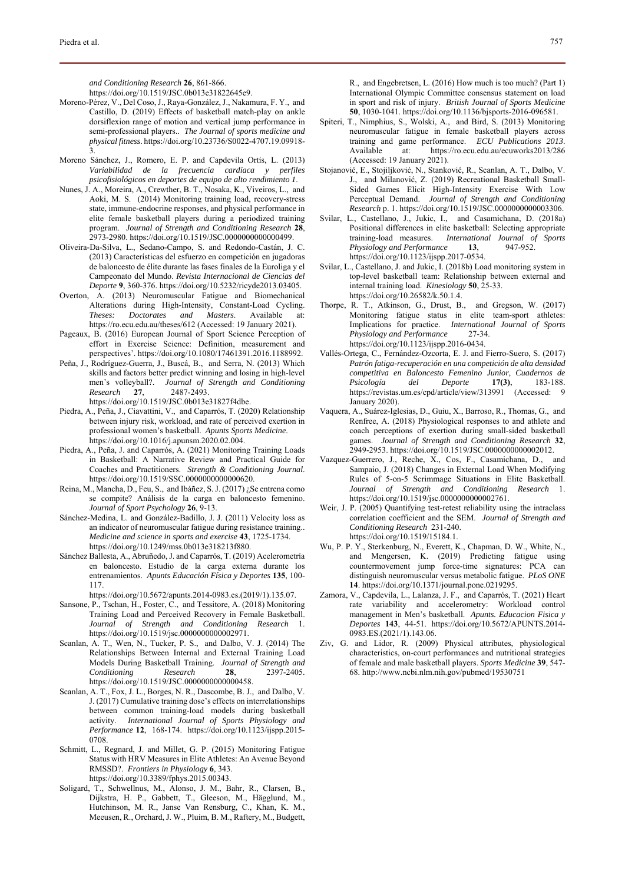*and Conditioning Research* **26**, 861-866. https://doi.org/10.1519/JSC.0b013e31822645e9.

Moreno-Pérez, V., Del Coso, J., Raya-González, J., Nakamura, F. Y., and Castillo, D. (2019) Effects of basketball match-play on ankle dorsiflexion range of motion and vertical jump performance in semi-professional players.. *The Journal of sports medicine and physical fitness*. https://doi.org/10.23736/S0022-4707.19.09918-3.

Moreno Sánchez, J., Romero, E. P. and Capdevila Ortís, L. (2013) *Variabilidad de la frecuencia cardíaca y perfiles psicofisiológicos en deportes de equipo de alto rendimiento 1*.

Nunes, J. A., Moreira, A., Crewther, B. T., Nosaka, K., Viveiros, L., and Aoki, M. S. (2014) Monitoring training load, recovery-stress state, immune-endocrine responses, and physical performance in elite female basketball players during a periodized training program. *Journal of Strength and Conditioning Research* **28**, 2973-2980. https://doi.org/10.1519/JSC.0000000000000499.

Oliveira-Da-Silva, L., Sedano-Campo, S. and Redondo-Castán, J. C. (2013) Características del esfuerzo en competición en jugadoras de baloncesto de élite durante las fases finales de la Euroliga y el Campeonato del Mundo. *Revista Internacional de Ciencias del Deporte* **9**, 360-376. https://doi.org/10.5232/ricyde2013.03405.

Overton, A. (2013) Neuromuscular Fatigue and Biomechanical Alterations during High-Intensity, Constant-Load Cycling. *Theses: Doctorates and Masters*. Available at: https://ro.ecu.edu.au/theses/612 (Accessed: 19 January 2021).

Pageaux, B. (2016) European Journal of Sport Science Perception of effort in Exercise Science: Definition, measurement and perspectives'. https://doi.org/10.1080/17461391.2016.1188992.

Peña, J., Rodríguez-Guerra, J., Buscá, B., and Serra, N. (2013) Which skills and factors better predict winning and losing in high-level men's volleyball?. *Journal of Strength and Conditioning Research* **27**, 2487-2493. https://doi.org/10.1519/JSC.0b013e31827f4dbe.

Piedra, A., Peña, J., Ciavattini, V., and Caparrós, T. (2020) Relationship between injury risk, workload, and rate of perceived exertion in professional women's basketball. *Apunts Sports Medicine*. https://doi.org/10.1016/j.apunsm.2020.02.004.

Piedra, A., Peña, J. and Caparrós, A. (2021) Monitoring Training Loads in Basketball: A Narrative Review and Practical Guide for Coaches and Practitioners. *Strength & Conditioning Journal*. https://doi.org/10.1519/SSC.0000000000000620.

Reina, M., Mancha, D., Feu, S., and Ibáñez, S. J. (2017) ¿Se entrena como se compite? Análisis de la carga en baloncesto femenino. *Journal of Sport Psychology* **26**, 9-13.

Sánchez-Medina, L. and González-Badillo, J. J. (2011) Velocity loss as an indicator of neuromuscular fatigue during resistance training.. *Medicine and science in sports and exercise* **43**, 1725-1734. https://doi.org/10.1249/mss.0b013e318213f880.

Sánchez Ballesta, A., Abruñedo, J. and Caparrós, T. (2019) Acelerometría en baloncesto. Estudio de la carga externa durante los entrenamientos. *Apunts Educación Física y Deportes* **135**, 100-117. https://doi.org/10.5672/apunts.2014-0983.es.(2019/1).135.07.

Sansone, P., Tschan, H., Foster, C., and Tessitore, A. (2018) Monitoring Training Load and Perceived Recovery in Female Basketball. *Journal of Strength and Conditioning Research* 1. https://doi.org/10.1519/jsc.0000000000002971.

Scanlan, A. T., Wen, N., Tucker, P. S., and Dalbo, V. J. (2014) The Relationships Between Internal and External Training Load Models During Basketball Training. *Journal of Strength and Conditioning Research* **28**, 2397-2405. https://doi.org/10.1519/JSC.0000000000000458.

Scanlan, A. T., Fox, J. L., Borges, N. R., Dascombe, B. J., and Dalbo, V. J. (2017) Cumulative training dose's effects on interrelationships between common training-load models during basketball activity. *International Journal of Sports Physiology and Performance* **12**, 168-174. https://doi.org/10.1123/ijspp.2015-0708.

Schmitt, L., Regnard, J. and Millet, G. P. (2015) Monitoring Fatigue Status with HRV Measures in Elite Athletes: An Avenue Beyond RMSSD?. *Frontiers in Physiology* **6**, 343. https://doi.org/10.3389/fphys.2015.00343.

Soligard, T., Schwellnus, M., Alonso, J. M., Bahr, R., Clarsen, B., Dijkstra, H. P., Gabbett, T., Gleeson, M., Hägglund, M., Hutchinson, M. R., Janse Van Rensburg, C., Khan, K. M., Meeusen, R., Orchard, J. W., Pluim, B. M., Raftery, M., Budgett, R., and Engebretsen, L. (2016) How much is too much? (Part 1) International Olympic Committee consensus statement on load in sport and risk of injury. *British Journal of Sports Medicine* **50**, 1030-1041. https://doi.org/10.1136/bjsports-2016-096581.

Spiteri, T., Nimphius, S., Wolski, A., and Bird, S. (2013) Monitoring neuromuscular fatigue in female basketball players across training and game performance. *ECU Publications 2013*. Available at: https://ro.ecu.edu.au/ecuworks2013/286 (Accessed: 19 January 2021).

Stojanović, E., Stojiljković, N., Stanković, R., Scanlan, A. T., Dalbo, V. J., and Milanović, Z. (2019) Recreational Basketball Small-Sided Games Elicit High-Intensity Exercise With Low Perceptual Demand. *Journal of Strength and Conditioning Research* p. 1. https://doi.org/10.1519/JSC.0000000000003306.

Svilar, L., Castellano, J., Jukic, I., and Casamichana, D. (2018a) Positional differences in elite basketball: Selecting appropriate training-load measures. *International Journal of Sports Physiology and Performance* **13**, 947-952. https://doi.org/10.1123/ijspp.2017-0534.

Svilar, L., Castellano, J. and Jukic, I. (2018b) Load monitoring system in top-level basketball team: Relationship between external and internal training load. *Kinesiology* **50**, 25-33. https://doi.org/10.26582/k.50.1.4.

Thorpe, R. T., Atkinson, G., Drust, B., and Gregson, W. (2017) Monitoring fatigue status in elite team-sport athletes: Implications for practice. *International Journal of Sports Physiology and Performance* 27-34. https://doi.org/10.1123/ijspp.2016-0434.

Vallés-Ortega, C., Fernández-Ozcorta, E. J. and Fierro-Suero, S. (2017) *Patrón fatiga-recuperación en una competición de alta densidad competitiva en Baloncesto Femenino Junior*, *Cuadernos de Psicología del Deporte* **17(3)**, 183-188. https://revistas.um.es/cpd/article/view/313991 (Accessed: 9 January 2020).

Vaquera, A., Suárez-Iglesias, D., Guiu, X., Barroso, R., Thomas, G., and Renfree, A. (2018) Physiological responses to and athlete and coach perceptions of exertion during small-sided basketball games. *Journal of Strength and Conditioning Research* **32**, 2949-2953. https://doi.org/10.1519/JSC.0000000000002012.

Vazquez-Guerrero, J., Reche, X., Cos, F., Casamichana, D., and Sampaio, J. (2018) Changes in External Load When Modifying Rules of 5-on-5 Scrimmage Situations in Elite Basketball. *Journal of Strength and Conditioning Research* 1. https://doi.org/10.1519/jsc.0000000000002761.

Weir, J. P. (2005) Quantifying test-retest reliability using the intraclass correlation coefficient and the SEM. *Journal of Strength and Conditioning Research* 231-240. https://doi.org/10.1519/15184.1.

Wu, P. P. Y., Sterkenburg, N., Everett, K., Chapman, D. W., White, N., and Mengersen, K. (2019) Predicting fatigue using countermovement jump force-time signatures: PCA can distinguish neuromuscular versus metabolic fatigue. *PLoS ONE* **14**. https://doi.org/10.1371/journal.pone.0219295.

Zamora, V., Capdevila, L., Lalanza, J. F., and Caparrós, T. (2021) Heart rate variability and accelerometry: Workload control management in Men's basketball. *Apunts. Educacion Fisica y Deportes* **143**, 44-51. https://doi.org/10.5672/APUNTS.2014-0983.ES.(2021/1).143.06.

Ziv, G. and Lidor, R. (2009) Physical attributes, physiological characteristics, on-court performances and nutritional strategies of female and male basketball players. *Sports Medicine* **39**, 547-68. http://www.ncbi.nlm.nih.gov/pubmed/19530751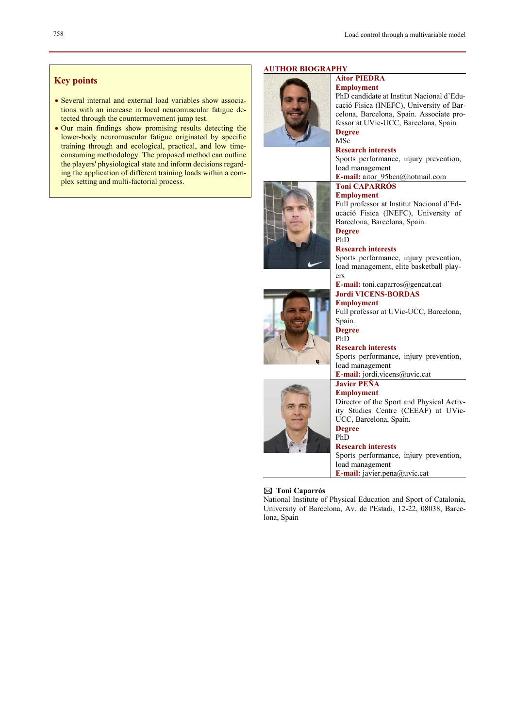## Key points

- Several internal and external load variables show associations with an increase in local neuromuscular fatigue detected through the countermovement jump test.
- Our main findings show promising results detecting the lower-body neuromuscular fatigue originated by specific training through and ecological, practical, and low time-consuming methodology. The proposed method can outline the players' physiological state and inform decisions regarding the application of different training loads within a complex setting and multi-factorial process.

## AUTHOR BIOGRAPHY

**Aitor PIEDRA**
**Employment**
PhD candidate at Institut Nacional d'Educació Fisica (INEFC), University of Barcelona, Barcelona, Spain. Associate professor at UVic-UCC, Barcelona, Spain.
**Degree**
MSc
**Research interests**
Sports performance, injury prevention, load management
**E-mail:** aitor_95bcn@hotmail.com

**Toni CAPARRÓS**
**Employment**
Full professor at Institut Nacional d'Educació Fisica (INEFC), University of Barcelona, Barcelona, Spain.
**Degree**
PhD
**Research interests**
Sports performance, injury prevention, load management, elite basketball players
**E-mail:** toni.caparros@gencat.cat

**Jordi VICENS-BORDAS**
**Employment**
Full professor at UVic-UCC, Barcelona, Spain.
**Degree**
PhD
**Research interests**
Sports performance, injury prevention, load management
**E-mail:** jordi.vicens@uvic.cat

**Javier PEÑA**
**Employment**
Director of the Sport and Physical Activity Studies Centre (CEEAF) at UVic-UCC, Barcelona, Spain.
**Degree**
PhD
**Research interests**
Sports performance, injury prevention, load management
**E-mail:** javier.pena@uvic.cat

✉ **Toni Caparrós**
National Institute of Physical Education and Sport of Catalonia, University of Barcelona, Av. de l'Estadi, 12-22, 08038, Barcelona, Spain